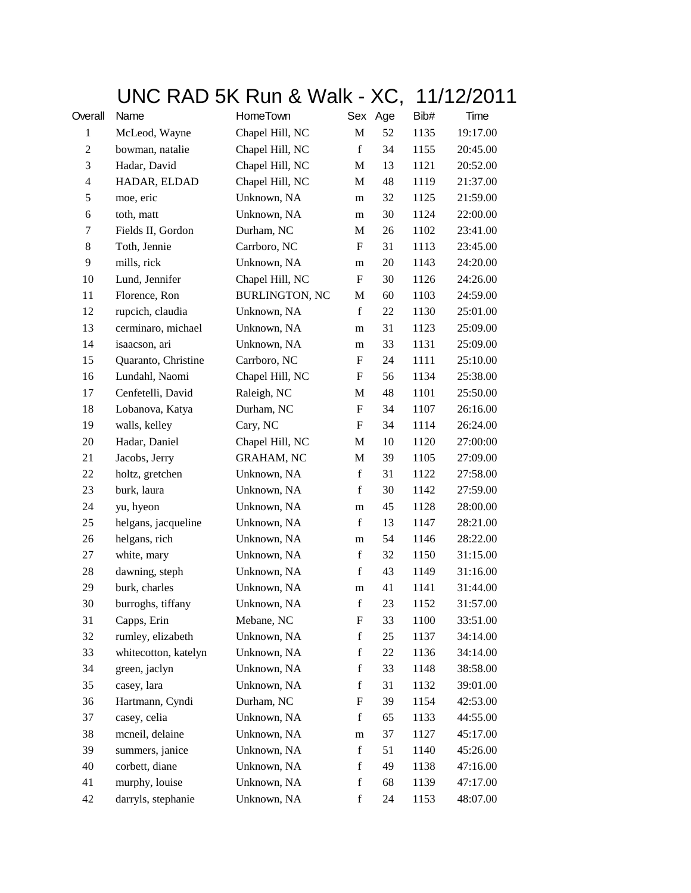# UNC RAD 5K Run & Walk - XC, 11/12/2011

| Overall | Name | HomeTown | Sex | Age | Bib# | Time |
|---|---|---|---|---|---|---|
| 1 | McLeod, Wayne | Chapel Hill, NC | M | 52 | 1135 | 19:17.00 |
| 2 | bowman, natalie | Chapel Hill, NC | f | 34 | 1155 | 20:45.00 |
| 3 | Hadar, David | Chapel Hill, NC | M | 13 | 1121 | 20:52.00 |
| 4 | HADAR, ELDAD | Chapel Hill, NC | M | 48 | 1119 | 21:37.00 |
| 5 | moe, eric | Unknown, NA | m | 32 | 1125 | 21:59.00 |
| 6 | toth, matt | Unknown, NA | m | 30 | 1124 | 22:00.00 |
| 7 | Fields II, Gordon | Durham, NC | M | 26 | 1102 | 23:41.00 |
| 8 | Toth, Jennie | Carrboro, NC | F | 31 | 1113 | 23:45.00 |
| 9 | mills, rick | Unknown, NA | m | 20 | 1143 | 24:20.00 |
| 10 | Lund, Jennifer | Chapel Hill, NC | F | 30 | 1126 | 24:26.00 |
| 11 | Florence, Ron | BURLINGTON, NC | M | 60 | 1103 | 24:59.00 |
| 12 | rupcich, claudia | Unknown, NA | f | 22 | 1130 | 25:01.00 |
| 13 | cerminaro, michael | Unknown, NA | m | 31 | 1123 | 25:09.00 |
| 14 | isaacson, ari | Unknown, NA | m | 33 | 1131 | 25:09.00 |
| 15 | Quaranto, Christine | Carrboro, NC | F | 24 | 1111 | 25:10.00 |
| 16 | Lundahl, Naomi | Chapel Hill, NC | F | 56 | 1134 | 25:38.00 |
| 17 | Cenfetelli, David | Raleigh, NC | M | 48 | 1101 | 25:50.00 |
| 18 | Lobanova, Katya | Durham, NC | F | 34 | 1107 | 26:16.00 |
| 19 | walls, kelley | Cary, NC | F | 34 | 1114 | 26:24.00 |
| 20 | Hadar, Daniel | Chapel Hill, NC | M | 10 | 1120 | 27:00:00 |
| 21 | Jacobs, Jerry | GRAHAM, NC | M | 39 | 1105 | 27:09.00 |
| 22 | holtz, gretchen | Unknown, NA | f | 31 | 1122 | 27:58.00 |
| 23 | burk, laura | Unknown, NA | f | 30 | 1142 | 27:59.00 |
| 24 | yu, hyeon | Unknown, NA | m | 45 | 1128 | 28:00.00 |
| 25 | helgans, jacqueline | Unknown, NA | f | 13 | 1147 | 28:21.00 |
| 26 | helgans, rich | Unknown, NA | m | 54 | 1146 | 28:22.00 |
| 27 | white, mary | Unknown, NA | f | 32 | 1150 | 31:15.00 |
| 28 | dawning, steph | Unknown, NA | f | 43 | 1149 | 31:16.00 |
| 29 | burk, charles | Unknown, NA | m | 41 | 1141 | 31:44.00 |
| 30 | burroghs, tiffany | Unknown, NA | f | 23 | 1152 | 31:57.00 |
| 31 | Capps, Erin | Mebane, NC | F | 33 | 1100 | 33:51.00 |
| 32 | rumley, elizabeth | Unknown, NA | f | 25 | 1137 | 34:14.00 |
| 33 | whitecotton, katelyn | Unknown, NA | f | 22 | 1136 | 34:14.00 |
| 34 | green, jaclyn | Unknown, NA | f | 33 | 1148 | 38:58.00 |
| 35 | casey, lara | Unknown, NA | f | 31 | 1132 | 39:01.00 |
| 36 | Hartmann, Cyndi | Durham, NC | F | 39 | 1154 | 42:53.00 |
| 37 | casey, celia | Unknown, NA | f | 65 | 1133 | 44:55.00 |
| 38 | mcneil, delaine | Unknown, NA | m | 37 | 1127 | 45:17.00 |
| 39 | summers, janice | Unknown, NA | f | 51 | 1140 | 45:26.00 |
| 40 | corbett, diane | Unknown, NA | f | 49 | 1138 | 47:16.00 |
| 41 | murphy, louise | Unknown, NA | f | 68 | 1139 | 47:17.00 |
| 42 | darryls, stephanie | Unknown, NA | f | 24 | 1153 | 48:07.00 |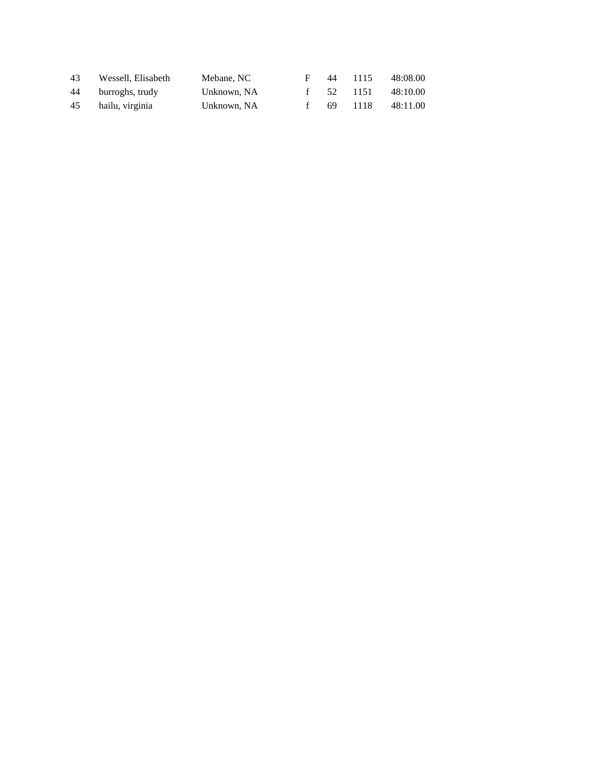| | | | | | | |
|---|---|---|---|---|---|---|
| 43 | Wessell, Elisabeth | Mebane, NC | F | 44 | 1115 | 48:08.00 |
| 44 | burroghs, trudy | Unknown, NA | f | 52 | 1151 | 48:10.00 |
| 45 | hailu, virginia | Unknown, NA | f | 69 | 1118 | 48:11.00 |